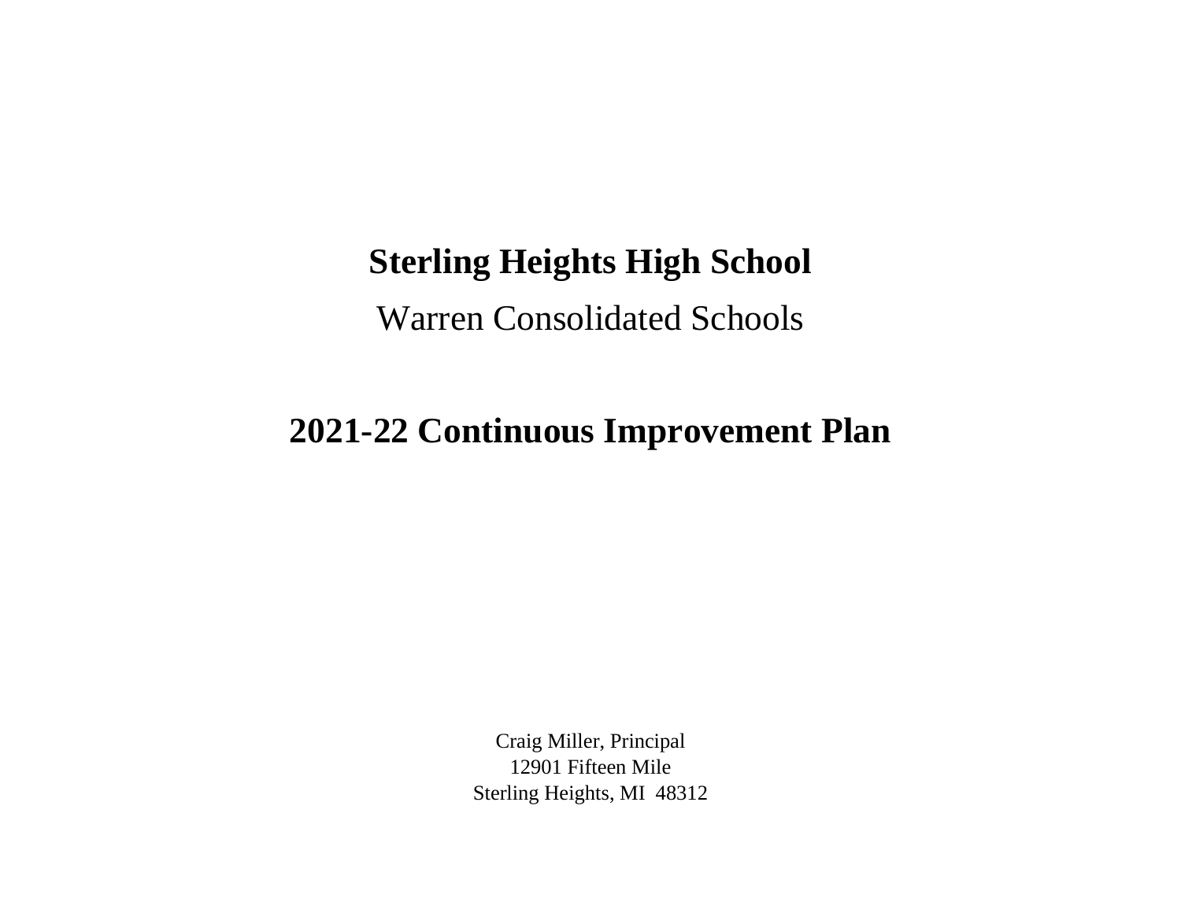# Sterling Heights High School

Warren Consolidated Schools

# 2021-22 Continuous Improvement Plan

Craig Miller, Principal
12901 Fifteen Mile
Sterling Heights, MI  48312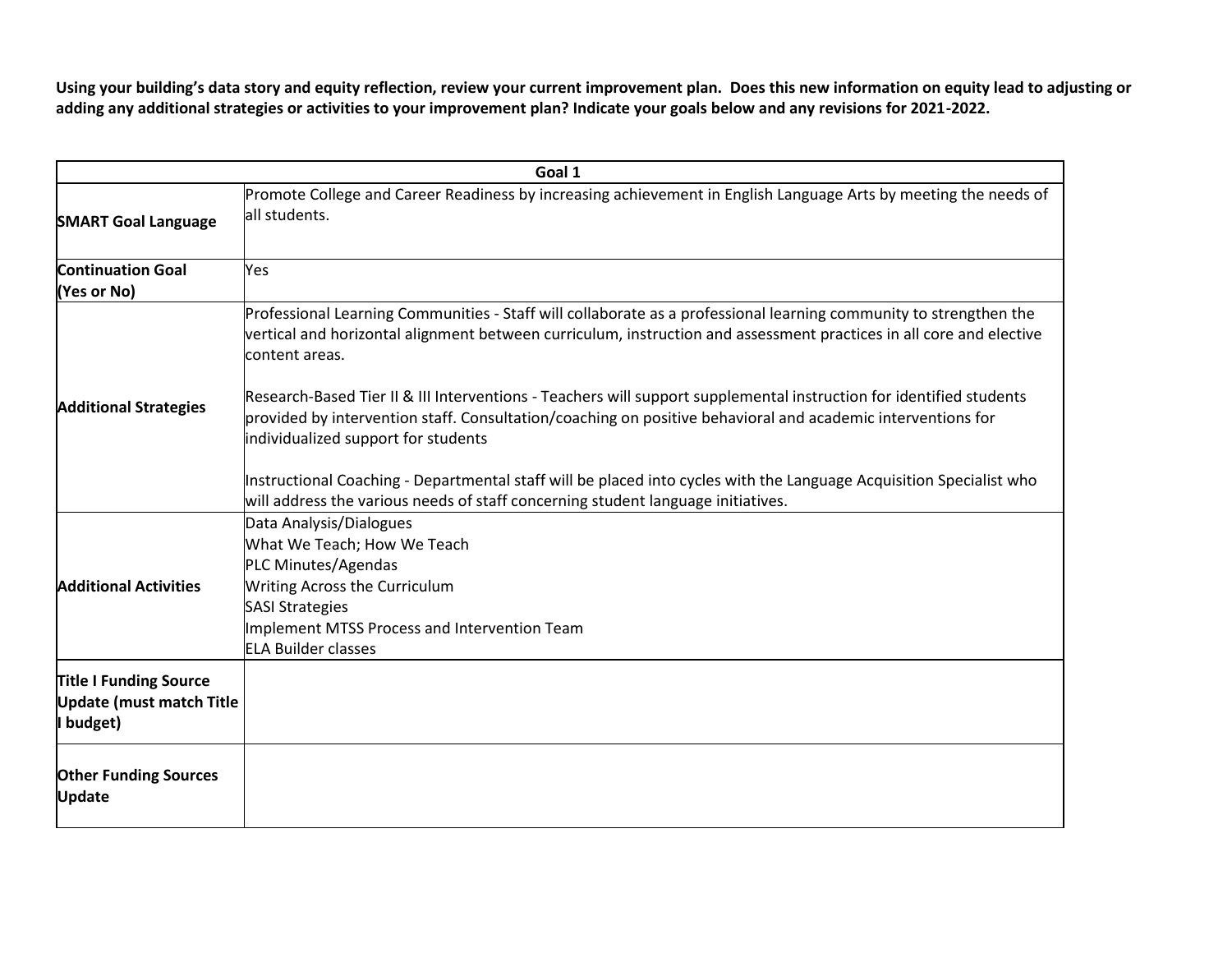**Using your building's data story and equity reflection, review your current improvement plan. Does this new information on equity lead to adjusting or adding any additional strategies or activities to your improvement plan? Indicate your goals below and any revisions for 2021-2022.**

| Goal 1 | |
|---|---|
| **SMART Goal Language** | Promote College and Career Readiness by increasing achievement in English Language Arts by meeting the needs of all students. |
| **Continuation Goal (Yes or No)** | Yes |
| **Additional Strategies** | Professional Learning Communities - Staff will collaborate as a professional learning community to strengthen the vertical and horizontal alignment between curriculum, instruction and assessment practices in all core and elective content areas.<br><br>Research-Based Tier II & III Interventions - Teachers will support supplemental instruction for identified students provided by intervention staff. Consultation/coaching on positive behavioral and academic interventions for individualized support for students<br><br>Instructional Coaching - Departmental staff will be placed into cycles with the Language Acquisition Specialist who will address the various needs of staff concerning student language initiatives. |
| **Additional Activities** | Data Analysis/Dialogues<br>What We Teach; How We Teach<br>PLC Minutes/Agendas<br>Writing Across the Curriculum<br>SASI Strategies<br>Implement MTSS Process and Intervention Team<br>ELA Builder classes |
| **Title I Funding Source Update (must match Title I budget)** | |
| **Other Funding Sources Update** | |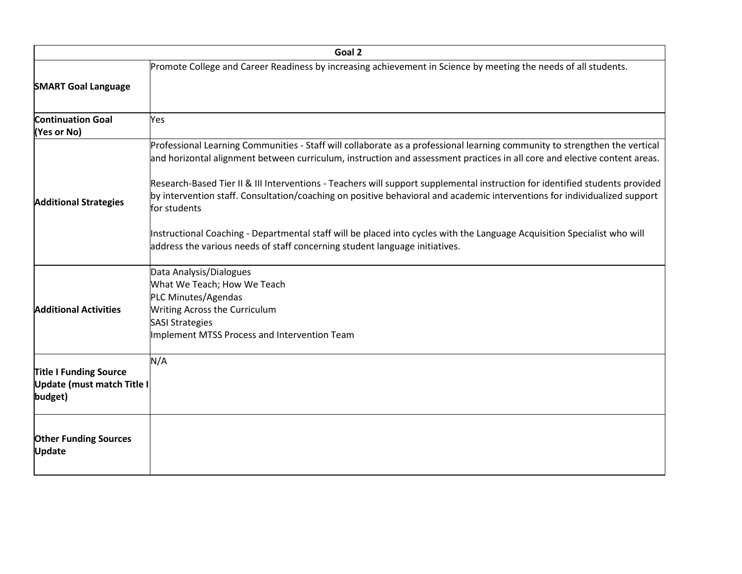| Goal 2 | |
|---|---|
| **SMART Goal Language** | Promote College and Career Readiness by increasing achievement in Science by meeting the needs of all students. |
| **Continuation Goal (Yes or No)** | Yes |
| **Additional Strategies** | Professional Learning Communities - Staff will collaborate as a professional learning community to strengthen the vertical and horizontal alignment between curriculum, instruction and assessment practices in all core and elective content areas.<br><br>Research-Based Tier II & III Interventions - Teachers will support supplemental instruction for identified students provided by intervention staff. Consultation/coaching on positive behavioral and academic interventions for individualized support for students<br><br>Instructional Coaching - Departmental staff will be placed into cycles with the Language Acquisition Specialist who will address the various needs of staff concerning student language initiatives. |
| **Additional Activities** | Data Analysis/Dialogues<br>What We Teach; How We Teach<br>PLC Minutes/Agendas<br>Writing Across the Curriculum<br>SASI Strategies<br>Implement MTSS Process and Intervention Team |
| **Title I Funding Source Update (must match Title I budget)** | N/A |
| **Other Funding Sources Update** | |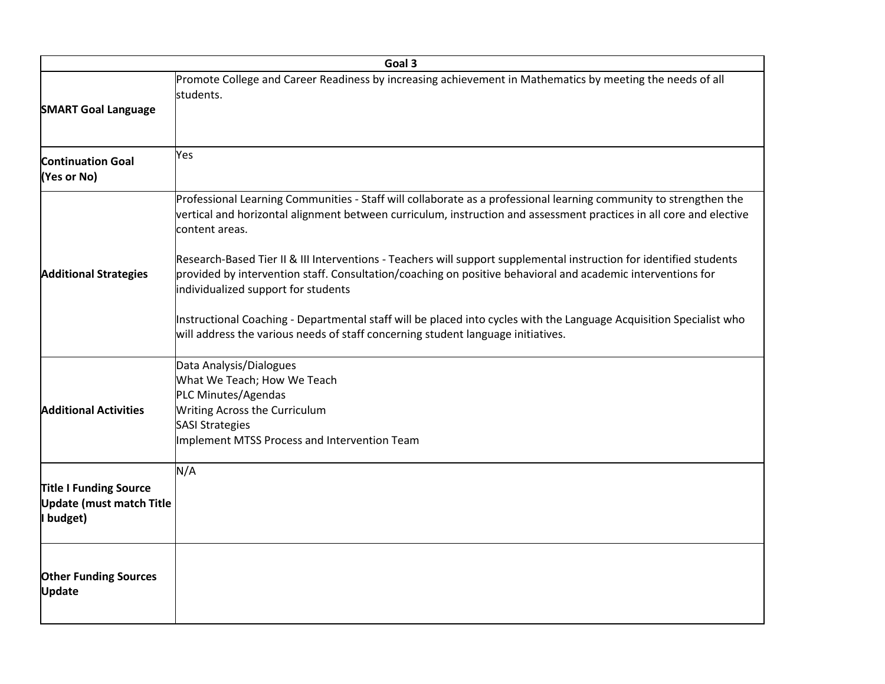| Goal 3 | |
|---|---|
| **SMART Goal Language** | Promote College and Career Readiness by increasing achievement in Mathematics by meeting the needs of all students. |
| **Continuation Goal (Yes or No)** | Yes |
| **Additional Strategies** | Professional Learning Communities - Staff will collaborate as a professional learning community to strengthen the vertical and horizontal alignment between curriculum, instruction and assessment practices in all core and elective content areas.<br><br>Research-Based Tier II & III Interventions - Teachers will support supplemental instruction for identified students provided by intervention staff. Consultation/coaching on positive behavioral and academic interventions for individualized support for students<br><br>Instructional Coaching - Departmental staff will be placed into cycles with the Language Acquisition Specialist who will address the various needs of staff concerning student language initiatives. |
| **Additional Activities** | Data Analysis/Dialogues<br>What We Teach; How We Teach<br>PLC Minutes/Agendas<br>Writing Across the Curriculum<br>SASI Strategies<br>Implement MTSS Process and Intervention Team |
| **Title I Funding Source Update (must match Title I budget)** | N/A |
| **Other Funding Sources Update** | |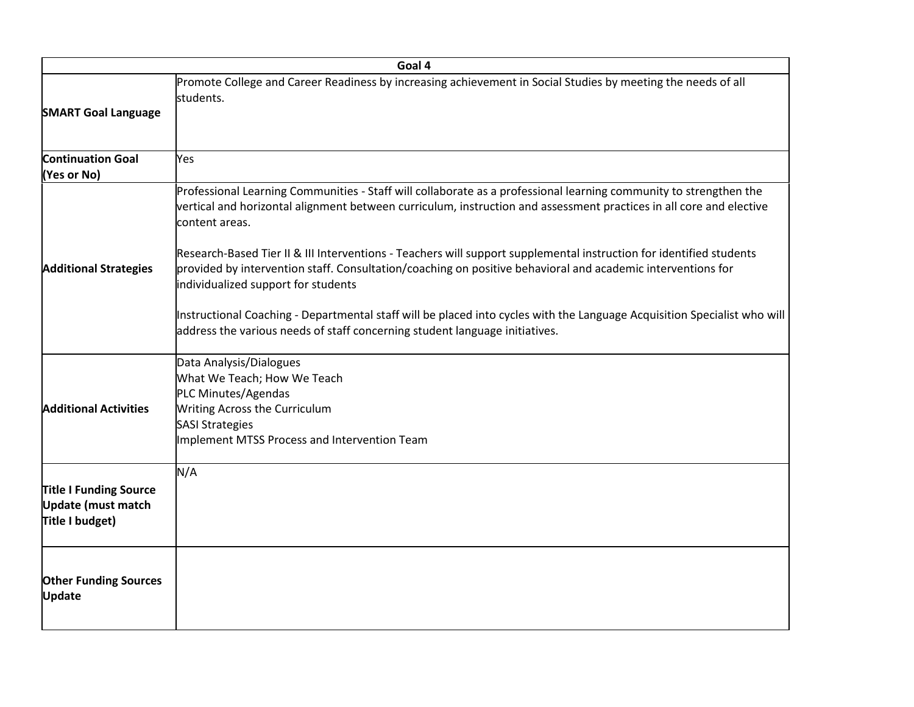| Goal 4 | |
|---|---|
| **SMART Goal Language** | Promote College and Career Readiness by increasing achievement in Social Studies by meeting the needs of all students. |
| **Continuation Goal (Yes or No)** | Yes |
| **Additional Strategies** | Professional Learning Communities - Staff will collaborate as a professional learning community to strengthen the vertical and horizontal alignment between curriculum, instruction and assessment practices in all core and elective content areas.<br><br>Research-Based Tier II & III Interventions - Teachers will support supplemental instruction for identified students provided by intervention staff. Consultation/coaching on positive behavioral and academic interventions for individualized support for students<br><br>Instructional Coaching - Departmental staff will be placed into cycles with the Language Acquisition Specialist who will address the various needs of staff concerning student language initiatives. |
| **Additional Activities** | Data Analysis/Dialogues<br>What We Teach; How We Teach<br>PLC Minutes/Agendas<br>Writing Across the Curriculum<br>SASI Strategies<br>Implement MTSS Process and Intervention Team |
| **Title I Funding Source Update (must match Title I budget)** | N/A |
| **Other Funding Sources Update** | |